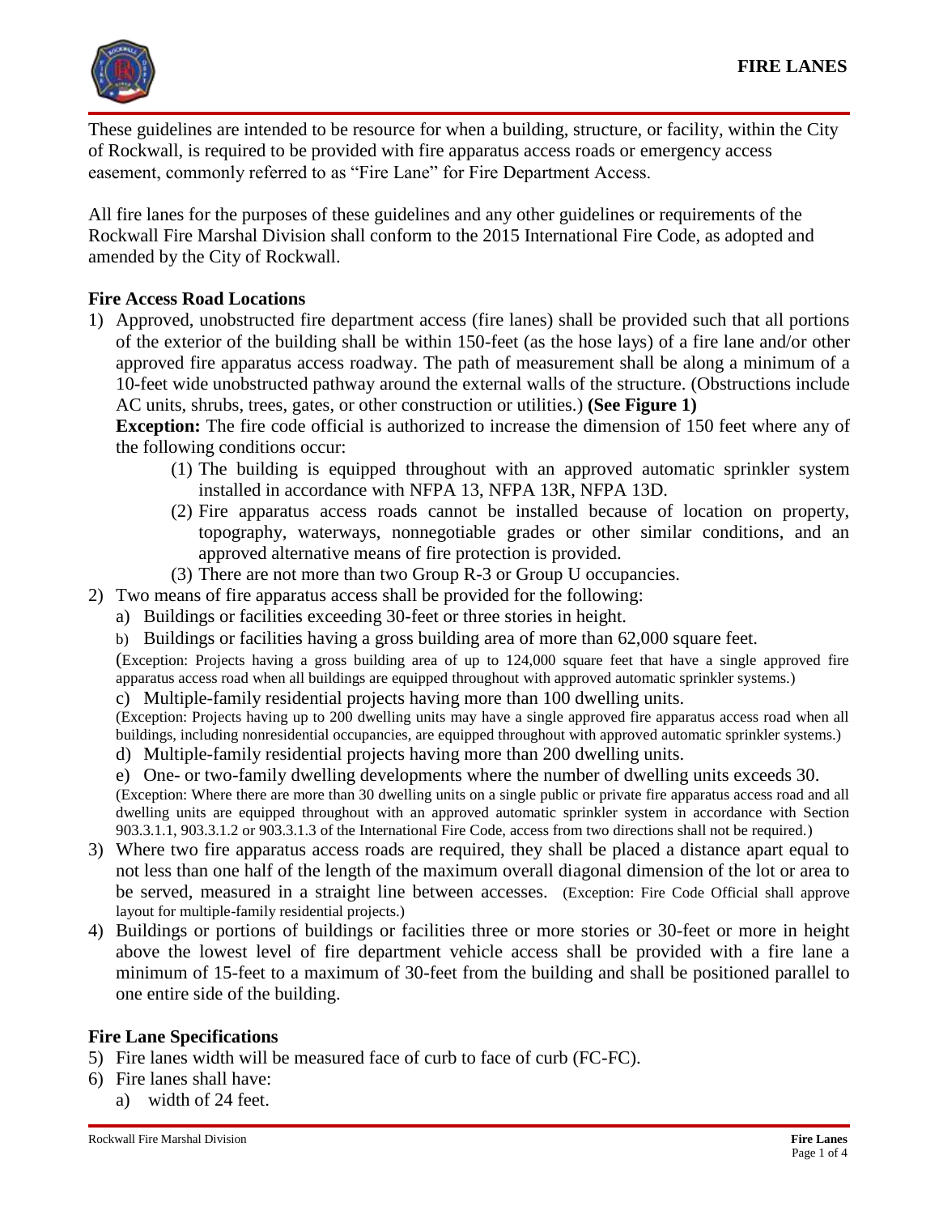# FIRE LANES

These guidelines are intended to be resource for when a building, structure, or facility, within the City of Rockwall, is required to be provided with fire apparatus access roads or emergency access easement, commonly referred to as "Fire Lane" for Fire Department Access.

All fire lanes for the purposes of these guidelines and any other guidelines or requirements of the Rockwall Fire Marshal Division shall conform to the 2015 International Fire Code, as adopted and amended by the City of Rockwall.

## Fire Access Road Locations

1) Approved, unobstructed fire department access (fire lanes) shall be provided such that all portions of the exterior of the building shall be within 150-feet (as the hose lays) of a fire lane and/or other approved fire apparatus access roadway. The path of measurement shall be along a minimum of a 10-feet wide unobstructed pathway around the external walls of the structure. (Obstructions include AC units, shrubs, trees, gates, or other construction or utilities.) **(See Figure 1)**

   **Exception:** The fire code official is authorized to increase the dimension of 150 feet where any of the following conditions occur:

   (1) The building is equipped throughout with an approved automatic sprinkler system installed in accordance with NFPA 13, NFPA 13R, NFPA 13D.

   (2) Fire apparatus access roads cannot be installed because of location on property, topography, waterways, nonnegotiable grades or other similar conditions, and an approved alternative means of fire protection is provided.

   (3) There are not more than two Group R-3 or Group U occupancies.

2) Two means of fire apparatus access shall be provided for the following:
   a) Buildings or facilities exceeding 30-feet or three stories in height.
   b) Buildings or facilities having a gross building area of more than 62,000 square feet.
   (Exception: Projects having a gross building area of up to 124,000 square feet that have a single approved fire apparatus access road when all buildings are equipped throughout with approved automatic sprinkler systems.)
   c) Multiple-family residential projects having more than 100 dwelling units.
   (Exception: Projects having up to 200 dwelling units may have a single approved fire apparatus access road when all buildings, including nonresidential occupancies, are equipped throughout with approved automatic sprinkler systems.)
   d) Multiple-family residential projects having more than 200 dwelling units.
   e) One- or two-family dwelling developments where the number of dwelling units exceeds 30.
   (Exception: Where there are more than 30 dwelling units on a single public or private fire apparatus access road and all dwelling units are equipped throughout with an approved automatic sprinkler system in accordance with Section 903.3.1.1, 903.3.1.2 or 903.3.1.3 of the International Fire Code, access from two directions shall not be required.)

3) Where two fire apparatus access roads are required, they shall be placed a distance apart equal to not less than one half of the length of the maximum overall diagonal dimension of the lot or area to be served, measured in a straight line between accesses. (Exception: Fire Code Official shall approve layout for multiple-family residential projects.)

4) Buildings or portions of buildings or facilities three or more stories or 30-feet or more in height above the lowest level of fire department vehicle access shall be provided with a fire lane a minimum of 15-feet to a maximum of 30-feet from the building and shall be positioned parallel to one entire side of the building.

## Fire Lane Specifications

5) Fire lanes width will be measured face of curb to face of curb (FC-FC).
6) Fire lanes shall have:
   a) width of 24 feet.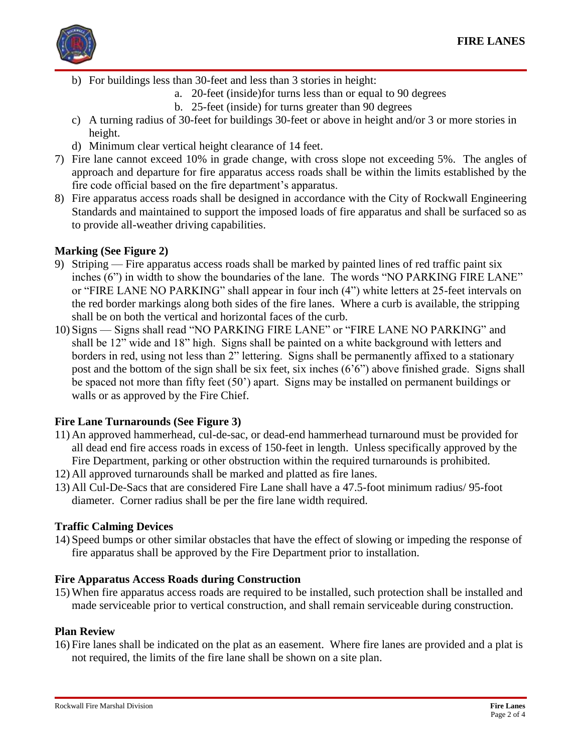b) For buildings less than 30-feet and less than 3 stories in height:
   a. 20-feet (inside)for turns less than or equal to 90 degrees
   b. 25-feet (inside) for turns greater than 90 degrees
c) A turning radius of 30-feet for buildings 30-feet or above in height and/or 3 or more stories in height.
d) Minimum clear vertical height clearance of 14 feet.

7) Fire lane cannot exceed 10% in grade change, with cross slope not exceeding 5%. The angles of approach and departure for fire apparatus access roads shall be within the limits established by the fire code official based on the fire department's apparatus.
8) Fire apparatus access roads shall be designed in accordance with the City of Rockwall Engineering Standards and maintained to support the imposed loads of fire apparatus and shall be surfaced so as to provide all-weather driving capabilities.

**Marking (See Figure 2)**

9) Striping — Fire apparatus access roads shall be marked by painted lines of red traffic paint six inches (6") in width to show the boundaries of the lane. The words "NO PARKING FIRE LANE" or "FIRE LANE NO PARKING" shall appear in four inch (4") white letters at 25-feet intervals on the red border markings along both sides of the fire lanes. Where a curb is available, the stripping shall be on both the vertical and horizontal faces of the curb.
10) Signs — Signs shall read "NO PARKING FIRE LANE" or "FIRE LANE NO PARKING" and shall be 12" wide and 18" high. Signs shall be painted on a white background with letters and borders in red, using not less than 2" lettering. Signs shall be permanently affixed to a stationary post and the bottom of the sign shall be six feet, six inches (6'6") above finished grade. Signs shall be spaced not more than fifty feet (50') apart. Signs may be installed on permanent buildings or walls or as approved by the Fire Chief.

**Fire Lane Turnarounds (See Figure 3)**

11) An approved hammerhead, cul-de-sac, or dead-end hammerhead turnaround must be provided for all dead end fire access roads in excess of 150-feet in length. Unless specifically approved by the Fire Department, parking or other obstruction within the required turnarounds is prohibited.
12) All approved turnarounds shall be marked and platted as fire lanes.
13) All Cul-De-Sacs that are considered Fire Lane shall have a 47.5-foot minimum radius/ 95-foot diameter. Corner radius shall be per the fire lane width required.

**Traffic Calming Devices**

14) Speed bumps or other similar obstacles that have the effect of slowing or impeding the response of fire apparatus shall be approved by the Fire Department prior to installation.

**Fire Apparatus Access Roads during Construction**

15) When fire apparatus access roads are required to be installed, such protection shall be installed and made serviceable prior to vertical construction, and shall remain serviceable during construction.

**Plan Review**

16) Fire lanes shall be indicated on the plat as an easement. Where fire lanes are provided and a plat is not required, the limits of the fire lane shall be shown on a site plan.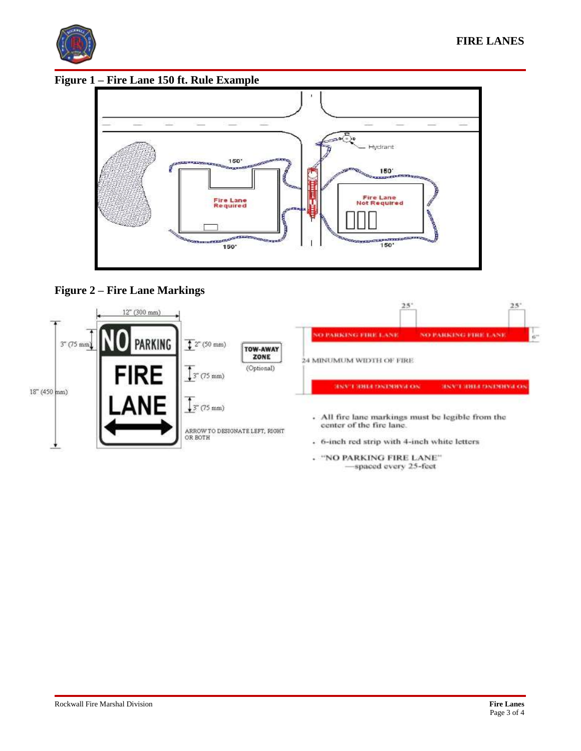**Figure 1 – Fire Lane 150 ft. Rule Example**

**Figure 2 – Fire Lane Markings**

- All fire lane markings must be legible from the center of the fire lane.
- 6-inch red strip with 4-inch white letters
- "NO PARKING FIRE LANE" —spaced every 25-feet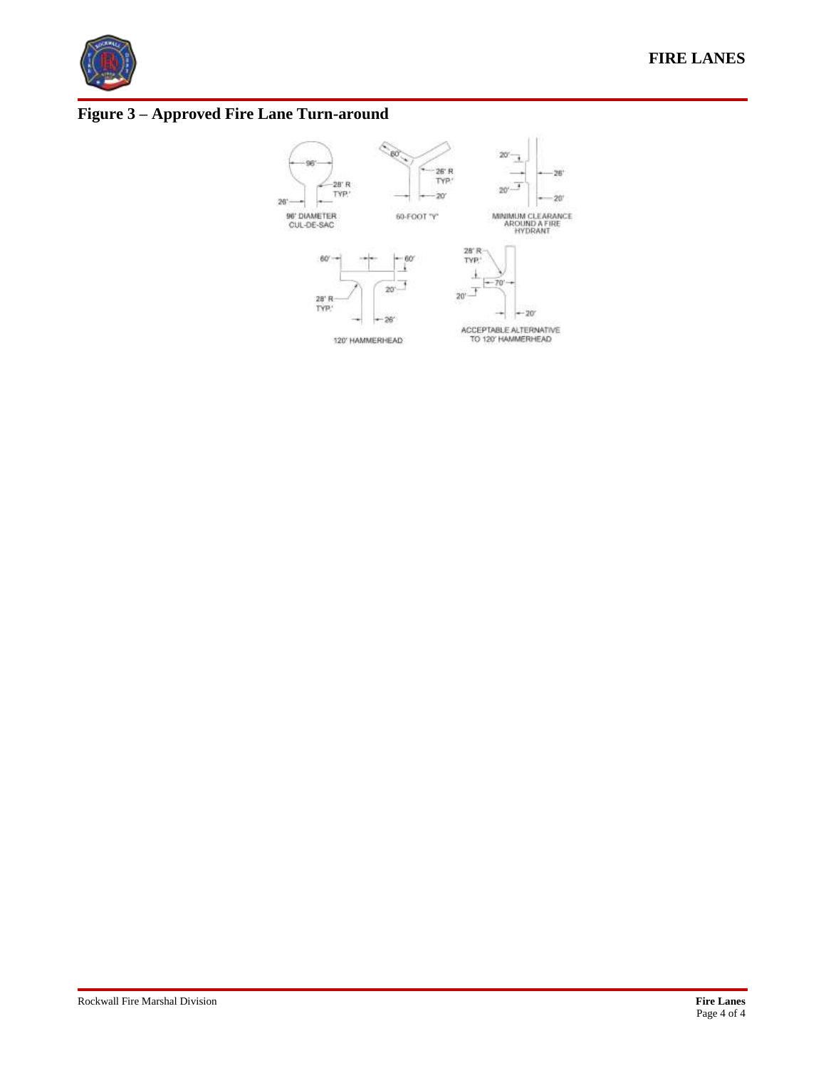# Figure 3 – Approved Fire Lane Turn-around

96'
28' R
TYP.'
26'
96' DIAMETER
CUL-DE-SAC

60'
26' R
TYP.'
20'
60-FOOT "Y"

20'
26'
20'
20'
MINIMUM CLEARANCE
AROUND A FIRE
HYDRANT

60'
60'
20'
28' R
TYP.'
26'
120' HAMMERHEAD

28' R
TYP.'
70'
20'
20'
ACCEPTABLE ALTERNATIVE
TO 120' HAMMERHEAD